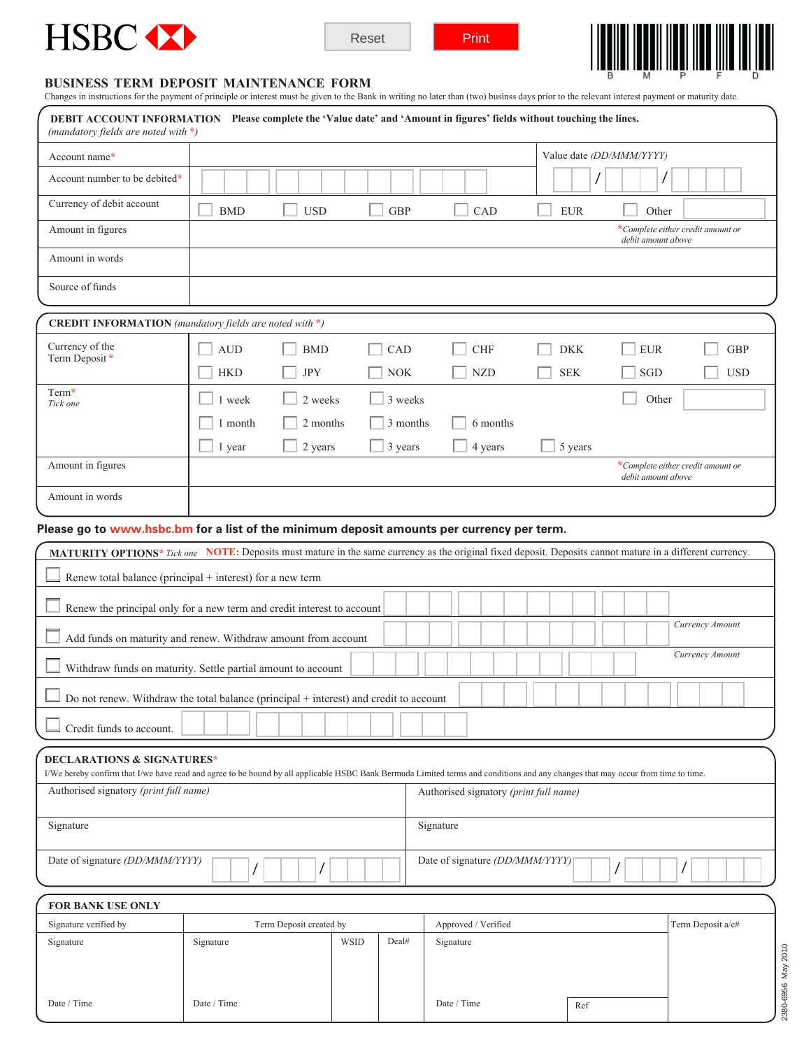HSBC

Reset | Print

# BUSINESS TERM DEPOSIT MAINTENANCE FORM

Changes in instructions for the payment of principle or interest must be given to the Bank in writing no later than (two) businss days prior to the relevant interest payment or maturity date.

## DEBIT ACCOUNT INFORMATION

**Please complete the 'Value date' and 'Amount in figures' fields without touching the lines.**

*(mandatory fields are noted with \*)*

| | | |
|---|---|---|
| Account name* | | Value date *(DD/MMM/YYYY)* __ / __ / __ |
| Account number to be debited* | | |
| Currency of debit account | ☐ BMD ☐ USD ☐ GBP ☐ CAD ☐ EUR ☐ Other ____ | |
| Amount in figures | | *\*Complete either credit amount or debit amount above* |
| Amount in words | | |
| Source of funds | | |

## CREDIT INFORMATION *(mandatory fields are noted with \*)*

| | |
|---|---|
| Currency of the Term Deposit * | ☐ AUD ☐ BMD ☐ CAD ☐ CHF ☐ DKK ☐ EUR ☐ GBP ☐ HKD ☐ JPY ☐ NOK ☐ NZD ☐ SEK ☐ SGD ☐ USD |
| Term* *Tick one* | ☐ 1 week ☐ 2 weeks ☐ 3 weeks ☐ Other ____ ☐ 1 month ☐ 2 months ☐ 3 months ☐ 6 months ☐ 1 year ☐ 2 years ☐ 3 years ☐ 4 years ☐ 5 years |
| Amount in figures | *\*Complete either credit amount or debit amount above* |
| Amount in words | |

**Please go to www.hsbc.bm for a list of the minimum deposit amounts per currency per term.**

## MATURITY OPTIONS* *Tick one*

**NOTE:** Deposits must mature in the same currency as the original fixed deposit. Deposits cannot mature in a different currency.

- ☐ Renew total balance (principal + interest) for a new term
- ☐ Renew the principal only for a new term and credit interest to account ____
- ☐ Add funds on maturity and renew. Withdraw amount from account ____ *Currency Amount*
- ☐ Withdraw funds on maturity. Settle partial amount to account ____ *Currency Amount*
- ☐ Do not renew. Withdraw the total balance (principal + interest) and credit to account ____
- ☐ Credit funds to account. ____

## DECLARATIONS & SIGNATURES*

I/We hereby confirm that I/we have read and agree to be bound by all applicable HSBC Bank Bermuda Limited terms and conditions and any changes that may occur from time to time.

| | |
|---|---|
| Authorised signatory *(print full name)* | Authorised signatory *(print full name)* |
| Signature | Signature |
| Date of signature *(DD/MMM/YYYY)* __ / __ / __ | Date of signature *(DD/MMM/YYYY)* __ / __ / __ |

## FOR BANK USE ONLY

| Signature verified by | Term Deposit created by | | | Approved / Verified | | Term Deposit a/c# |
|---|---|---|---|---|---|---|
| Signature | Signature | WSID | Deal# | Signature | | |
| Date / Time | Date / Time | | | Date / Time | Ref | |

2380-6956 May 2010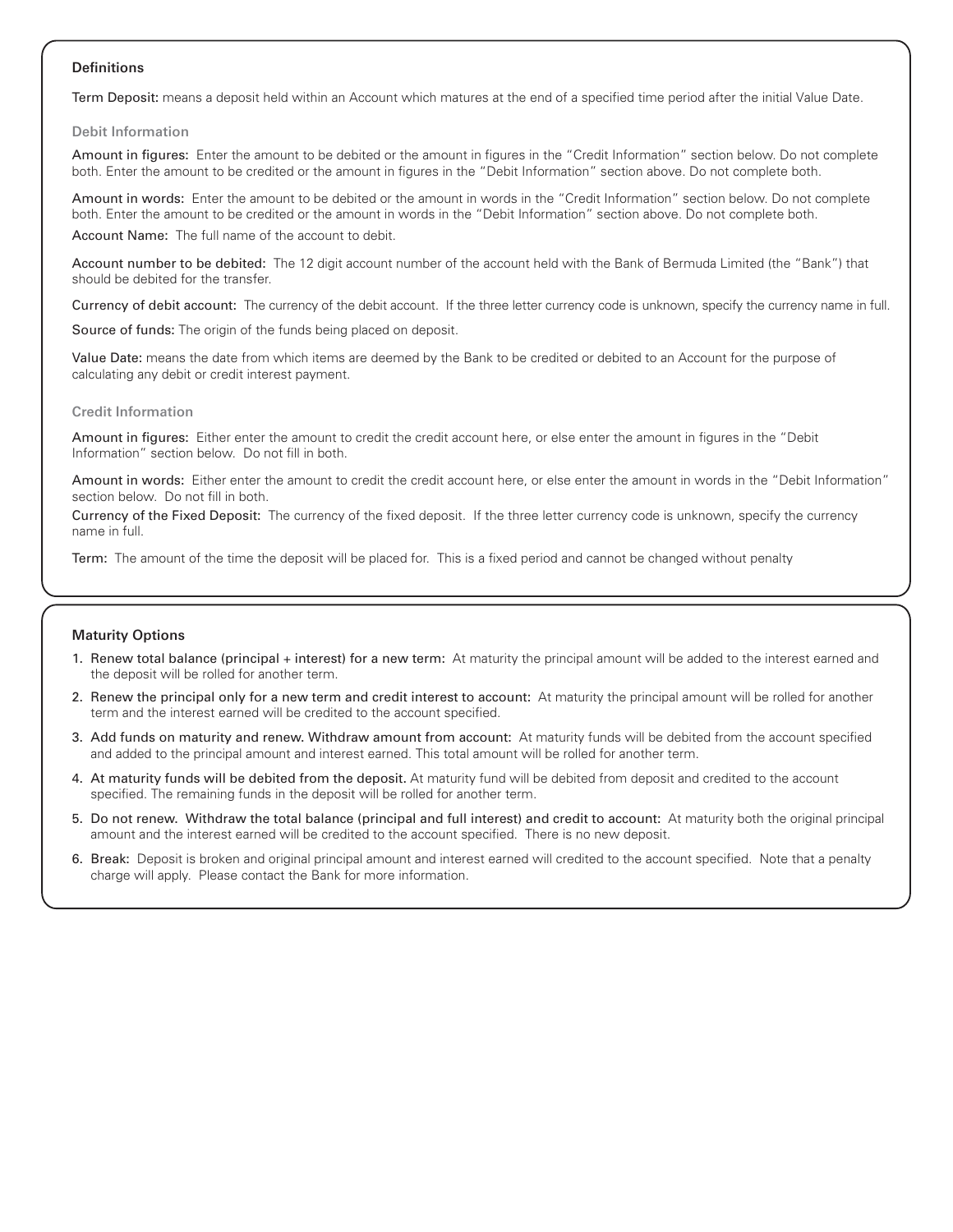## Definitions

**Term Deposit:** means a deposit held within an Account which matures at the end of a specified time period after the initial Value Date.

### Debit Information

**Amount in figures:** Enter the amount to be debited or the amount in figures in the "Credit Information" section below. Do not complete both. Enter the amount to be credited or the amount in figures in the "Debit Information" section above. Do not complete both.

**Amount in words:** Enter the amount to be debited or the amount in words in the "Credit Information" section below. Do not complete both. Enter the amount to be credited or the amount in words in the "Debit Information" section above. Do not complete both.

**Account Name:** The full name of the account to debit.

**Account number to be debited:** The 12 digit account number of the account held with the Bank of Bermuda Limited (the "Bank") that should be debited for the transfer.

**Currency of debit account:** The currency of the debit account. If the three letter currency code is unknown, specify the currency name in full.

**Source of funds:** The origin of the funds being placed on deposit.

**Value Date:** means the date from which items are deemed by the Bank to be credited or debited to an Account for the purpose of calculating any debit or credit interest payment.

### Credit Information

**Amount in figures:** Either enter the amount to credit the credit account here, or else enter the amount in figures in the "Debit Information" section below. Do not fill in both.

**Amount in words:** Either enter the amount to credit the credit account here, or else enter the amount in words in the "Debit Information" section below. Do not fill in both.

**Currency of the Fixed Deposit:** The currency of the fixed deposit. If the three letter currency code is unknown, specify the currency name in full.

**Term:** The amount of the time the deposit will be placed for. This is a fixed period and cannot be changed without penalty

## Maturity Options

1. **Renew total balance (principal + interest) for a new term:** At maturity the principal amount will be added to the interest earned and the deposit will be rolled for another term.
2. **Renew the principal only for a new term and credit interest to account:** At maturity the principal amount will be rolled for another term and the interest earned will be credited to the account specified.
3. **Add funds on maturity and renew. Withdraw amount from account:** At maturity funds will be debited from the account specified and added to the principal amount and interest earned. This total amount will be rolled for another term.
4. **At maturity funds will be debited from the deposit.** At maturity fund will be debited from deposit and credited to the account specified. The remaining funds in the deposit will be rolled for another term.
5. **Do not renew. Withdraw the total balance (principal and full interest) and credit to account:** At maturity both the original principal amount and the interest earned will be credited to the account specified. There is no new deposit.
6. **Break:** Deposit is broken and original principal amount and interest earned will credited to the account specified. Note that a penalty charge will apply. Please contact the Bank for more information.